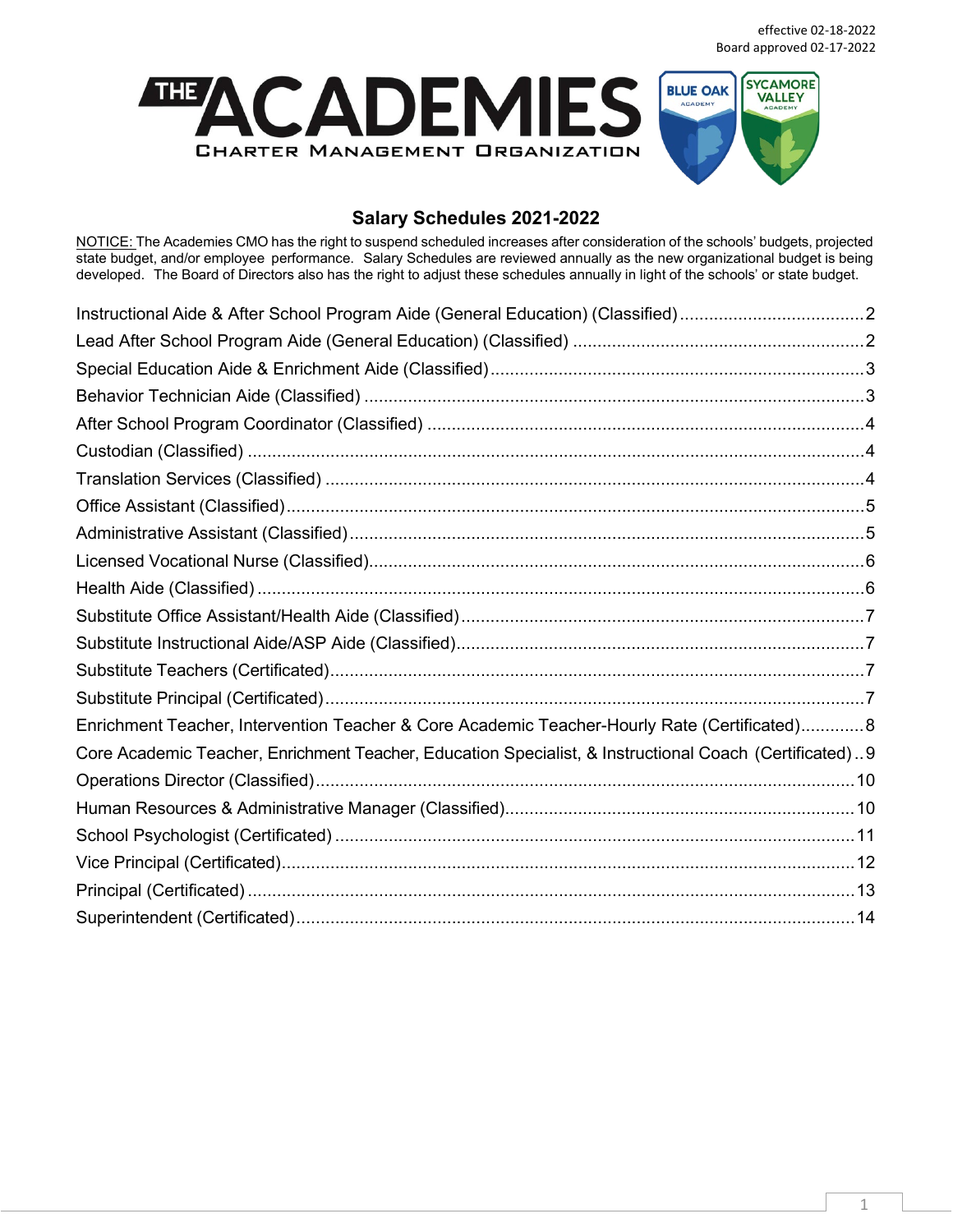effective 02-18-2022
Board approved 02-17-2022

THE ACADEMIES
CHARTER MANAGEMENT ORGANIZATION

BLUE OAK ACADEMY

SYCAMORE VALLEY ACADEMY

## Salary Schedules 2021-2022

NOTICE: The Academies CMO has the right to suspend scheduled increases after consideration of the schools' budgets, projected state budget, and/or employee performance. Salary Schedules are reviewed annually as the new organizational budget is being developed. The Board of Directors also has the right to adjust these schedules annually in light of the schools' or state budget.

Instructional Aide & After School Program Aide (General Education) (Classified) ..... 2
Lead After School Program Aide (General Education) (Classified) ..... 2
Special Education Aide & Enrichment Aide (Classified) ..... 3
Behavior Technician Aide (Classified) ..... 3
After School Program Coordinator (Classified) ..... 4
Custodian (Classified) ..... 4
Translation Services (Classified) ..... 4
Office Assistant (Classified) ..... 5
Administrative Assistant (Classified) ..... 5
Licensed Vocational Nurse (Classified) ..... 6
Health Aide (Classified) ..... 6
Substitute Office Assistant/Health Aide (Classified) ..... 7
Substitute Instructional Aide/ASP Aide (Classified) ..... 7
Substitute Teachers (Certificated) ..... 7
Substitute Principal (Certificated) ..... 7
Enrichment Teacher, Intervention Teacher & Core Academic Teacher-Hourly Rate (Certificated) ..... 8
Core Academic Teacher, Enrichment Teacher, Education Specialist, & Instructional Coach (Certificated) ..... 9
Operations Director (Classified) ..... 10
Human Resources & Administrative Manager (Classified) ..... 10
School Psychologist (Certificated) ..... 11
Vice Principal (Certificated) ..... 12
Principal (Certificated) ..... 13
Superintendent (Certificated) ..... 14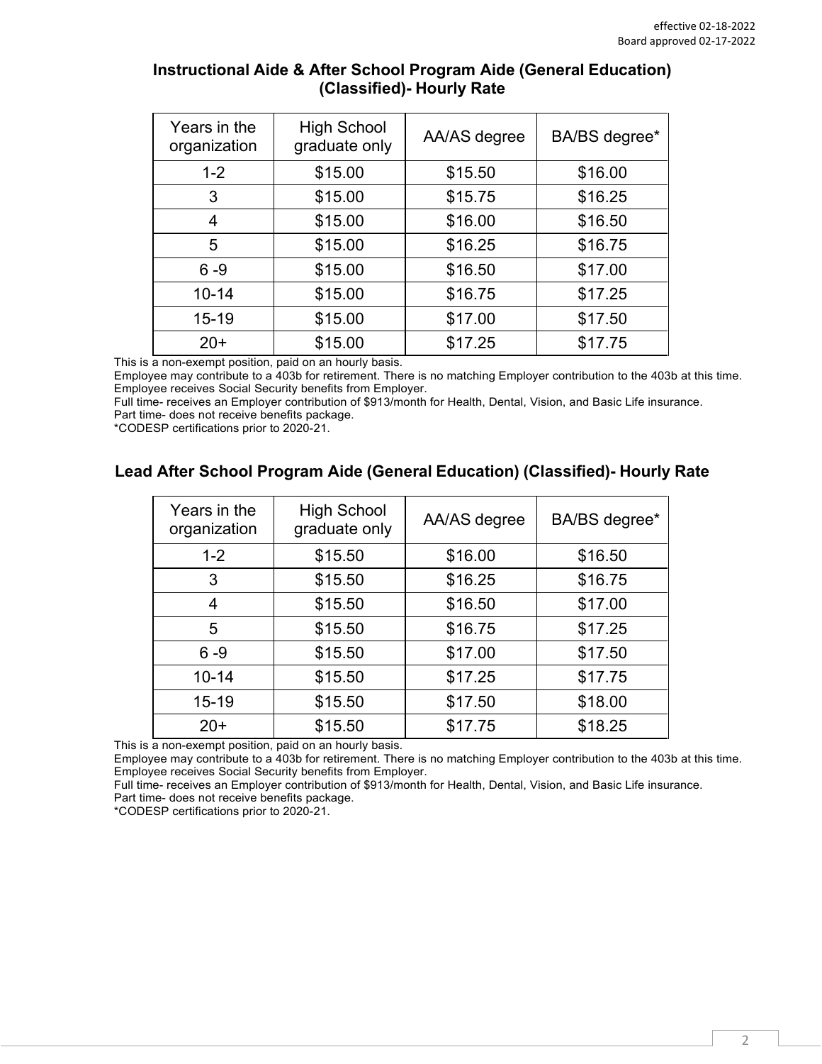effective 02-18-2022
Board approved 02-17-2022

## Instructional Aide & After School Program Aide (General Education) (Classified)- Hourly Rate

| Years in the organization | High School graduate only | AA/AS degree | BA/BS degree* |
|---|---|---|---|
| 1-2 | $15.00 | $15.50 | $16.00 |
| 3 | $15.00 | $15.75 | $16.25 |
| 4 | $15.00 | $16.00 | $16.50 |
| 5 | $15.00 | $16.25 | $16.75 |
| 6 -9 | $15.00 | $16.50 | $17.00 |
| 10-14 | $15.00 | $16.75 | $17.25 |
| 15-19 | $15.00 | $17.00 | $17.50 |
| 20+ | $15.00 | $17.25 | $17.75 |

This is a non-exempt position, paid on an hourly basis.
Employee may contribute to a 403b for retirement. There is no matching Employer contribution to the 403b at this time.
Employee receives Social Security benefits from Employer.
Full time- receives an Employer contribution of $913/month for Health, Dental, Vision, and Basic Life insurance.
Part time- does not receive benefits package.
*CODESP certifications prior to 2020-21.

## Lead After School Program Aide (General Education) (Classified)- Hourly Rate

| Years in the organization | High School graduate only | AA/AS degree | BA/BS degree* |
|---|---|---|---|
| 1-2 | $15.50 | $16.00 | $16.50 |
| 3 | $15.50 | $16.25 | $16.75 |
| 4 | $15.50 | $16.50 | $17.00 |
| 5 | $15.50 | $16.75 | $17.25 |
| 6 -9 | $15.50 | $17.00 | $17.50 |
| 10-14 | $15.50 | $17.25 | $17.75 |
| 15-19 | $15.50 | $17.50 | $18.00 |
| 20+ | $15.50 | $17.75 | $18.25 |

This is a non-exempt position, paid on an hourly basis.
Employee may contribute to a 403b for retirement. There is no matching Employer contribution to the 403b at this time.
Employee receives Social Security benefits from Employer.
Full time- receives an Employer contribution of $913/month for Health, Dental, Vision, and Basic Life insurance.
Part time- does not receive benefits package.
*CODESP certifications prior to 2020-21.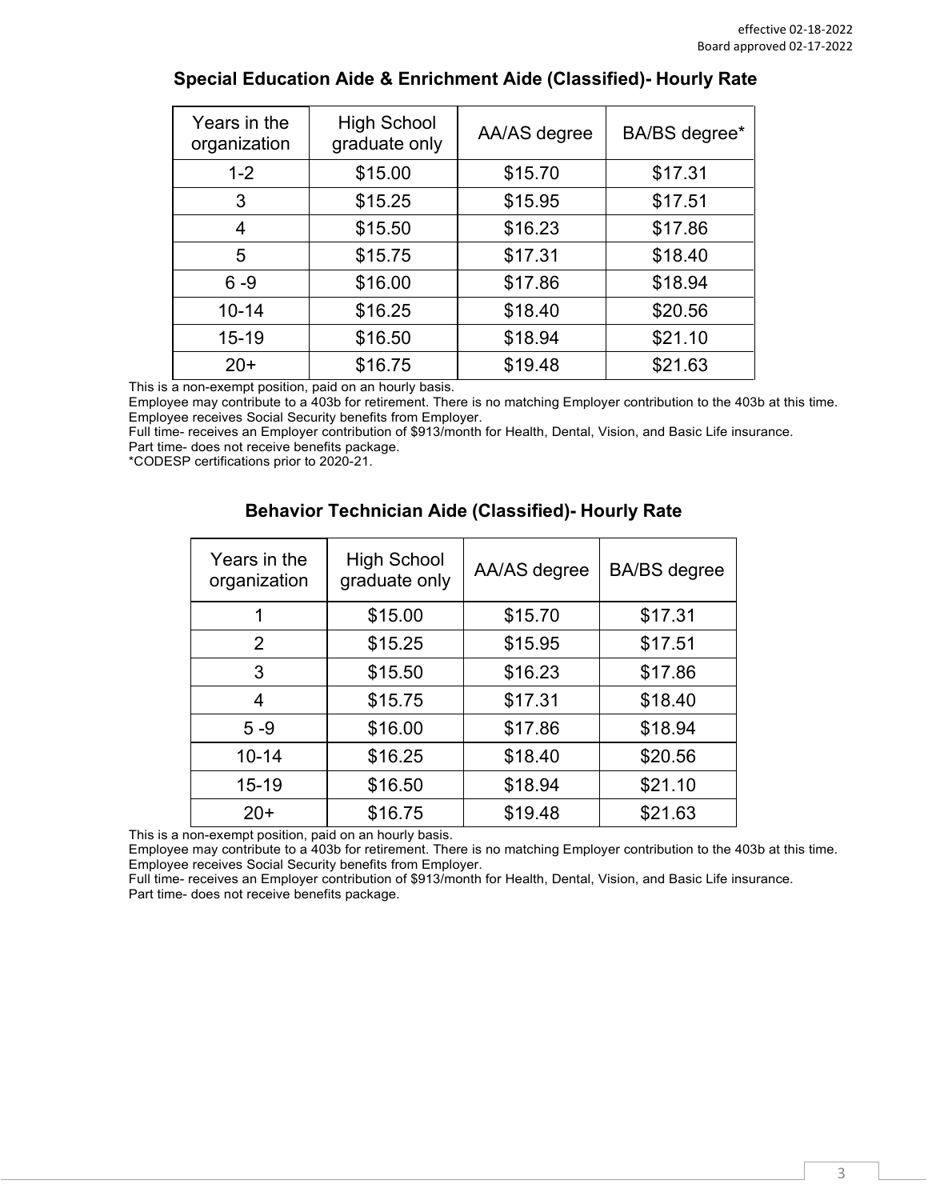effective 02-18-2022
Board approved 02-17-2022

## Special Education Aide & Enrichment Aide (Classified)- Hourly Rate

| Years in the organization | High School graduate only | AA/AS degree | BA/BS degree* |
|---|---|---|---|
| 1-2 | $15.00 | $15.70 | $17.31 |
| 3 | $15.25 | $15.95 | $17.51 |
| 4 | $15.50 | $16.23 | $17.86 |
| 5 | $15.75 | $17.31 | $18.40 |
| 6 -9 | $16.00 | $17.86 | $18.94 |
| 10-14 | $16.25 | $18.40 | $20.56 |
| 15-19 | $16.50 | $18.94 | $21.10 |
| 20+ | $16.75 | $19.48 | $21.63 |

This is a non-exempt position, paid on an hourly basis.
Employee may contribute to a 403b for retirement. There is no matching Employer contribution to the 403b at this time.
Employee receives Social Security benefits from Employer.
Full time- receives an Employer contribution of $913/month for Health, Dental, Vision, and Basic Life insurance.
Part time- does not receive benefits package.
*CODESP certifications prior to 2020-21.

## Behavior Technician Aide (Classified)- Hourly Rate

| Years in the organization | High School graduate only | AA/AS degree | BA/BS degree |
|---|---|---|---|
| 1 | $15.00 | $15.70 | $17.31 |
| 2 | $15.25 | $15.95 | $17.51 |
| 3 | $15.50 | $16.23 | $17.86 |
| 4 | $15.75 | $17.31 | $18.40 |
| 5 -9 | $16.00 | $17.86 | $18.94 |
| 10-14 | $16.25 | $18.40 | $20.56 |
| 15-19 | $16.50 | $18.94 | $21.10 |
| 20+ | $16.75 | $19.48 | $21.63 |

This is a non-exempt position, paid on an hourly basis.
Employee may contribute to a 403b for retirement. There is no matching Employer contribution to the 403b at this time.
Employee receives Social Security benefits from Employer.
Full time- receives an Employer contribution of $913/month for Health, Dental, Vision, and Basic Life insurance.
Part time- does not receive benefits package.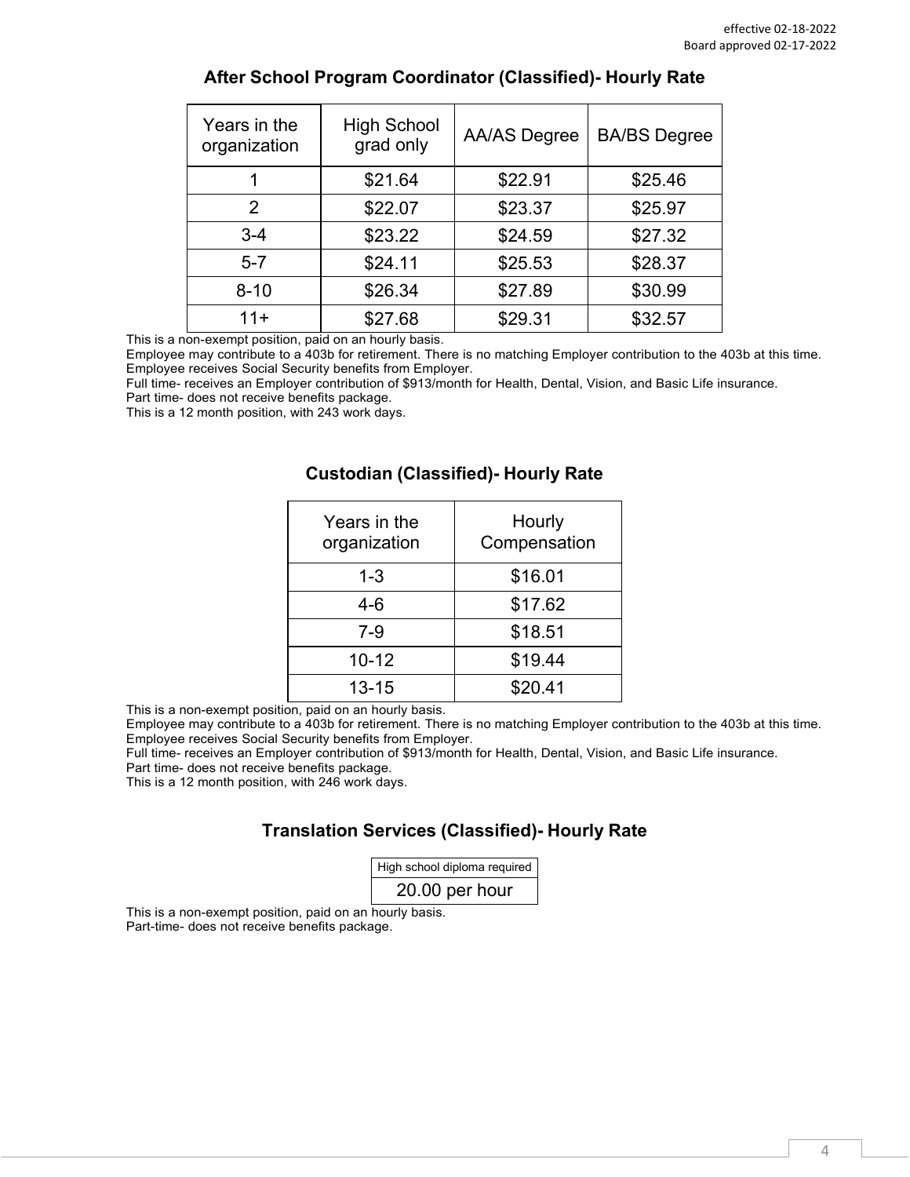effective 02-18-2022
Board approved 02-17-2022

## After School Program Coordinator (Classified)- Hourly Rate

| Years in the organization | High School grad only | AA/AS Degree | BA/BS Degree |
|---|---|---|---|
| 1 | $21.64 | $22.91 | $25.46 |
| 2 | $22.07 | $23.37 | $25.97 |
| 3-4 | $23.22 | $24.59 | $27.32 |
| 5-7 | $24.11 | $25.53 | $28.37 |
| 8-10 | $26.34 | $27.89 | $30.99 |
| 11+ | $27.68 | $29.31 | $32.57 |

This is a non-exempt position, paid on an hourly basis.
Employee may contribute to a 403b for retirement. There is no matching Employer contribution to the 403b at this time.
Employee receives Social Security benefits from Employer.
Full time- receives an Employer contribution of $913/month for Health, Dental, Vision, and Basic Life insurance.
Part time- does not receive benefits package.
This is a 12 month position, with 243 work days.

## Custodian (Classified)- Hourly Rate

| Years in the organization | Hourly Compensation |
|---|---|
| 1-3 | $16.01 |
| 4-6 | $17.62 |
| 7-9 | $18.51 |
| 10-12 | $19.44 |
| 13-15 | $20.41 |

This is a non-exempt position, paid on an hourly basis.
Employee may contribute to a 403b for retirement. There is no matching Employer contribution to the 403b at this time.
Employee receives Social Security benefits from Employer.
Full time- receives an Employer contribution of $913/month for Health, Dental, Vision, and Basic Life insurance.
Part time- does not receive benefits package.
This is a 12 month position, with 246 work days.

## Translation Services (Classified)- Hourly Rate

| High school diploma required |
|---|
| 20.00 per hour |

This is a non-exempt position, paid on an hourly basis.
Part-time- does not receive benefits package.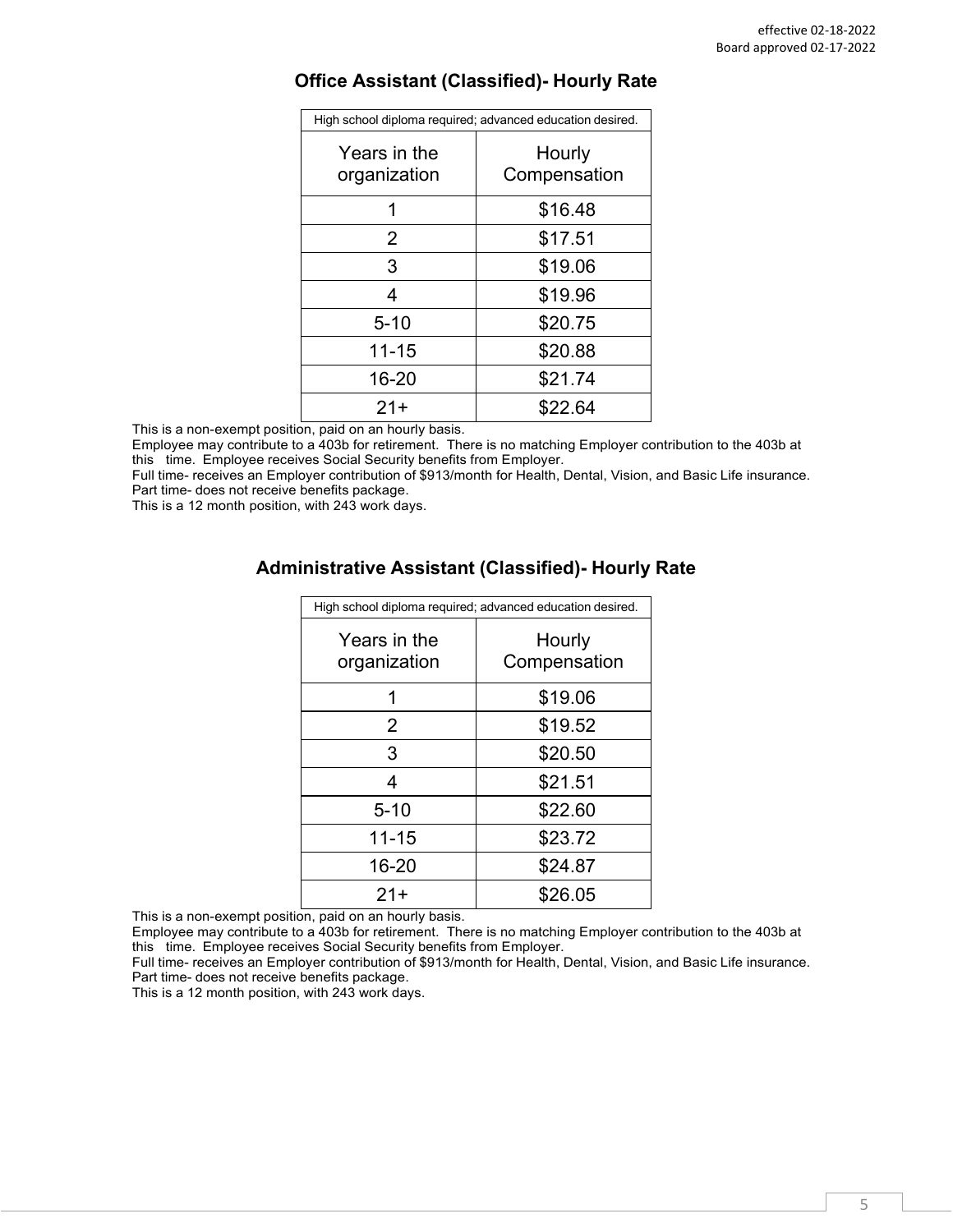effective 02-18-2022
Board approved 02-17-2022

## Office Assistant (Classified)- Hourly Rate

| High school diploma required; advanced education desired. | |
|---|---|
| Years in the organization | Hourly Compensation |
| 1 | $16.48 |
| 2 | $17.51 |
| 3 | $19.06 |
| 4 | $19.96 |
| 5-10 | $20.75 |
| 11-15 | $20.88 |
| 16-20 | $21.74 |
| 21+ | $22.64 |

This is a non-exempt position, paid on an hourly basis.
Employee may contribute to a 403b for retirement. There is no matching Employer contribution to the 403b at this time. Employee receives Social Security benefits from Employer.
Full time- receives an Employer contribution of $913/month for Health, Dental, Vision, and Basic Life insurance.
Part time- does not receive benefits package.
This is a 12 month position, with 243 work days.

## Administrative Assistant (Classified)- Hourly Rate

| High school diploma required; advanced education desired. | |
|---|---|
| Years in the organization | Hourly Compensation |
| 1 | $19.06 |
| 2 | $19.52 |
| 3 | $20.50 |
| 4 | $21.51 |
| 5-10 | $22.60 |
| 11-15 | $23.72 |
| 16-20 | $24.87 |
| 21+ | $26.05 |

This is a non-exempt position, paid on an hourly basis.
Employee may contribute to a 403b for retirement. There is no matching Employer contribution to the 403b at this time. Employee receives Social Security benefits from Employer.
Full time- receives an Employer contribution of $913/month for Health, Dental, Vision, and Basic Life insurance.
Part time- does not receive benefits package.
This is a 12 month position, with 243 work days.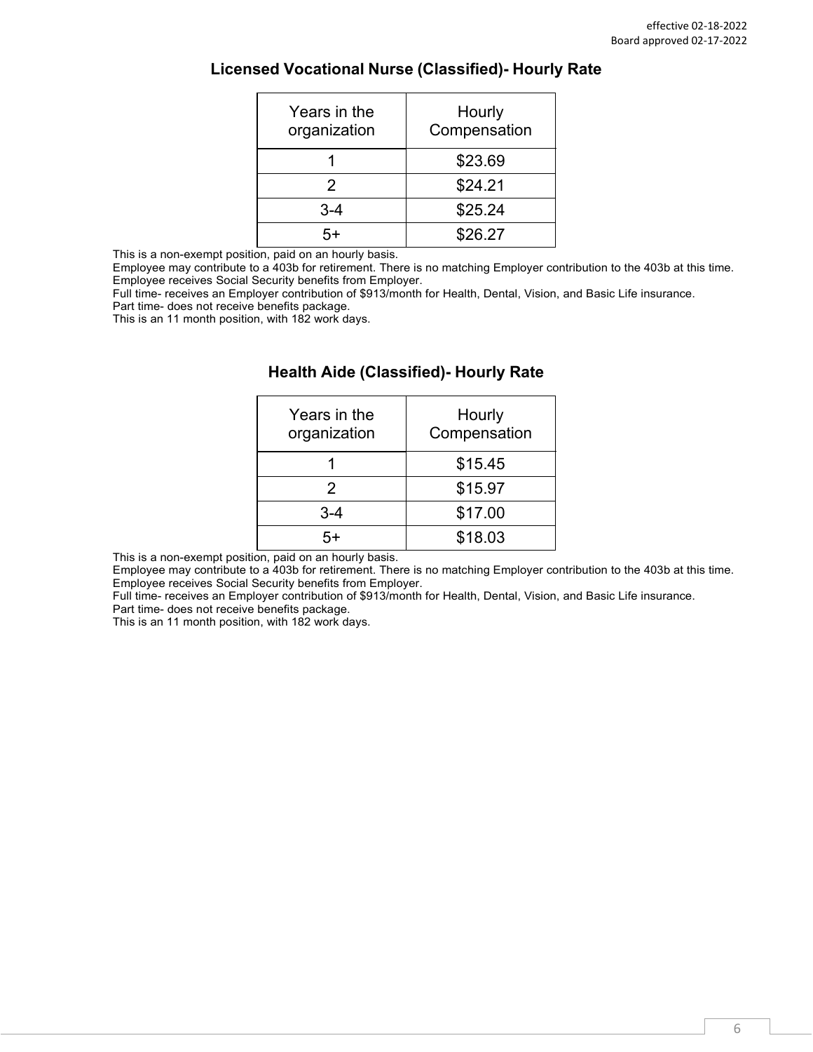effective 02-18-2022
Board approved 02-17-2022

## Licensed Vocational Nurse (Classified)- Hourly Rate

| Years in the organization | Hourly Compensation |
|---|---|
| 1 | $23.69 |
| 2 | $24.21 |
| 3-4 | $25.24 |
| 5+ | $26.27 |

This is a non-exempt position, paid on an hourly basis.
Employee may contribute to a 403b for retirement. There is no matching Employer contribution to the 403b at this time.
Employee receives Social Security benefits from Employer.
Full time- receives an Employer contribution of $913/month for Health, Dental, Vision, and Basic Life insurance.
Part time- does not receive benefits package.
This is an 11 month position, with 182 work days.

## Health Aide (Classified)- Hourly Rate

| Years in the organization | Hourly Compensation |
|---|---|
| 1 | $15.45 |
| 2 | $15.97 |
| 3-4 | $17.00 |
| 5+ | $18.03 |

This is a non-exempt position, paid on an hourly basis.
Employee may contribute to a 403b for retirement. There is no matching Employer contribution to the 403b at this time.
Employee receives Social Security benefits from Employer.
Full time- receives an Employer contribution of $913/month for Health, Dental, Vision, and Basic Life insurance.
Part time- does not receive benefits package.
This is an 11 month position, with 182 work days.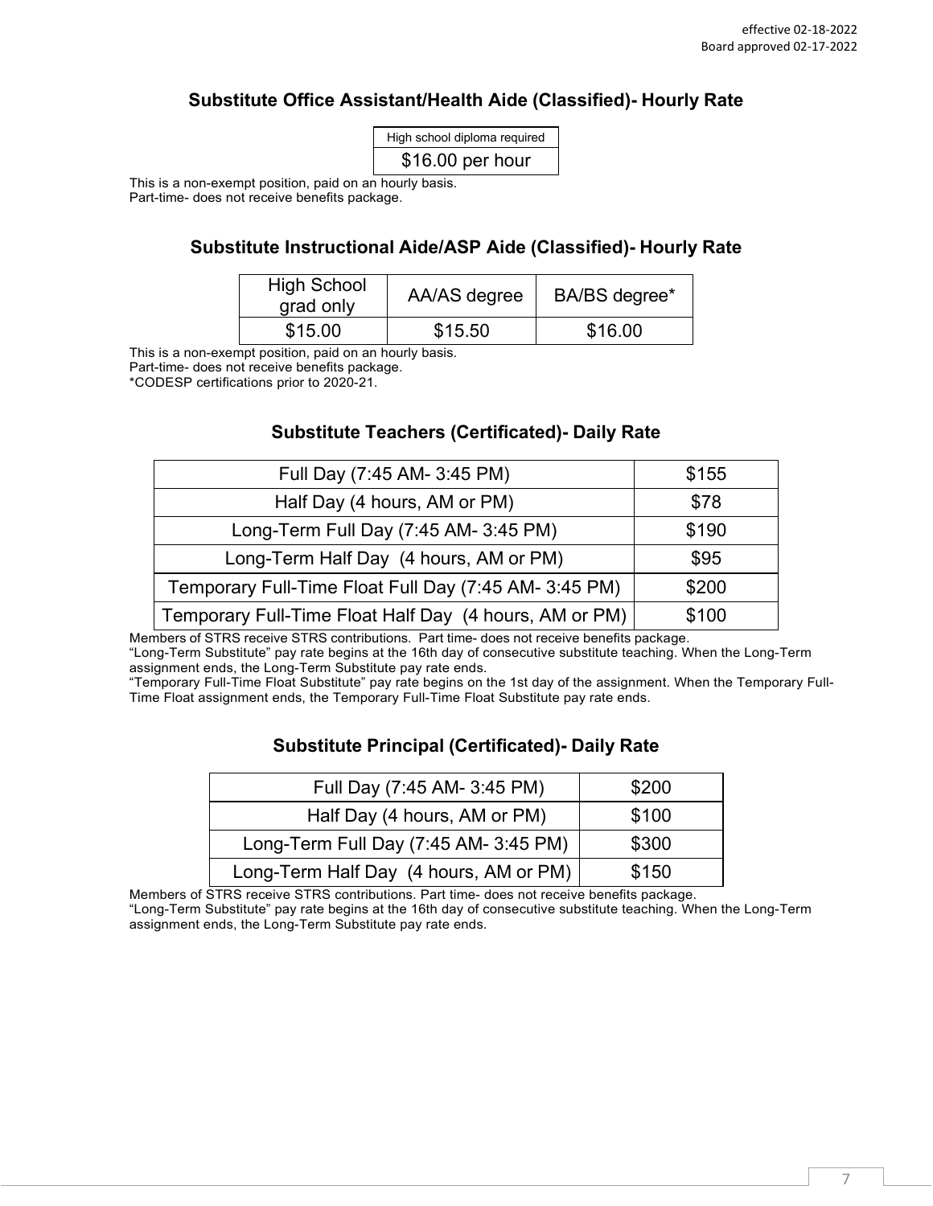effective 02-18-2022
Board approved 02-17-2022

## Substitute Office Assistant/Health Aide (Classified)- Hourly Rate

| High school diploma required |
|---|
| $16.00 per hour |

This is a non-exempt position, paid on an hourly basis.
Part-time- does not receive benefits package.

## Substitute Instructional Aide/ASP Aide (Classified)- Hourly Rate

| High School grad only | AA/AS degree | BA/BS degree* |
|---|---|---|
| $15.00 | $15.50 | $16.00 |

This is a non-exempt position, paid on an hourly basis.
Part-time- does not receive benefits package.
*CODESP certifications prior to 2020-21.

## Substitute Teachers (Certificated)- Daily Rate

| | |
|---|---|
| Full Day (7:45 AM- 3:45 PM) | $155 |
| Half Day (4 hours, AM or PM) | $78 |
| Long-Term Full Day (7:45 AM- 3:45 PM) | $190 |
| Long-Term Half Day (4 hours, AM or PM) | $95 |
| Temporary Full-Time Float Full Day (7:45 AM- 3:45 PM) | $200 |
| Temporary Full-Time Float Half Day (4 hours, AM or PM) | $100 |

Members of STRS receive STRS contributions. Part time- does not receive benefits package.
"Long-Term Substitute" pay rate begins at the 16th day of consecutive substitute teaching. When the Long-Term assignment ends, the Long-Term Substitute pay rate ends.
"Temporary Full-Time Float Substitute" pay rate begins on the 1st day of the assignment. When the Temporary Full-Time Float assignment ends, the Temporary Full-Time Float Substitute pay rate ends.

## Substitute Principal (Certificated)- Daily Rate

| | |
|---|---|
| Full Day (7:45 AM- 3:45 PM) | $200 |
| Half Day (4 hours, AM or PM) | $100 |
| Long-Term Full Day (7:45 AM- 3:45 PM) | $300 |
| Long-Term Half Day (4 hours, AM or PM) | $150 |

Members of STRS receive STRS contributions. Part time- does not receive benefits package.
"Long-Term Substitute" pay rate begins at the 16th day of consecutive substitute teaching. When the Long-Term assignment ends, the Long-Term Substitute pay rate ends.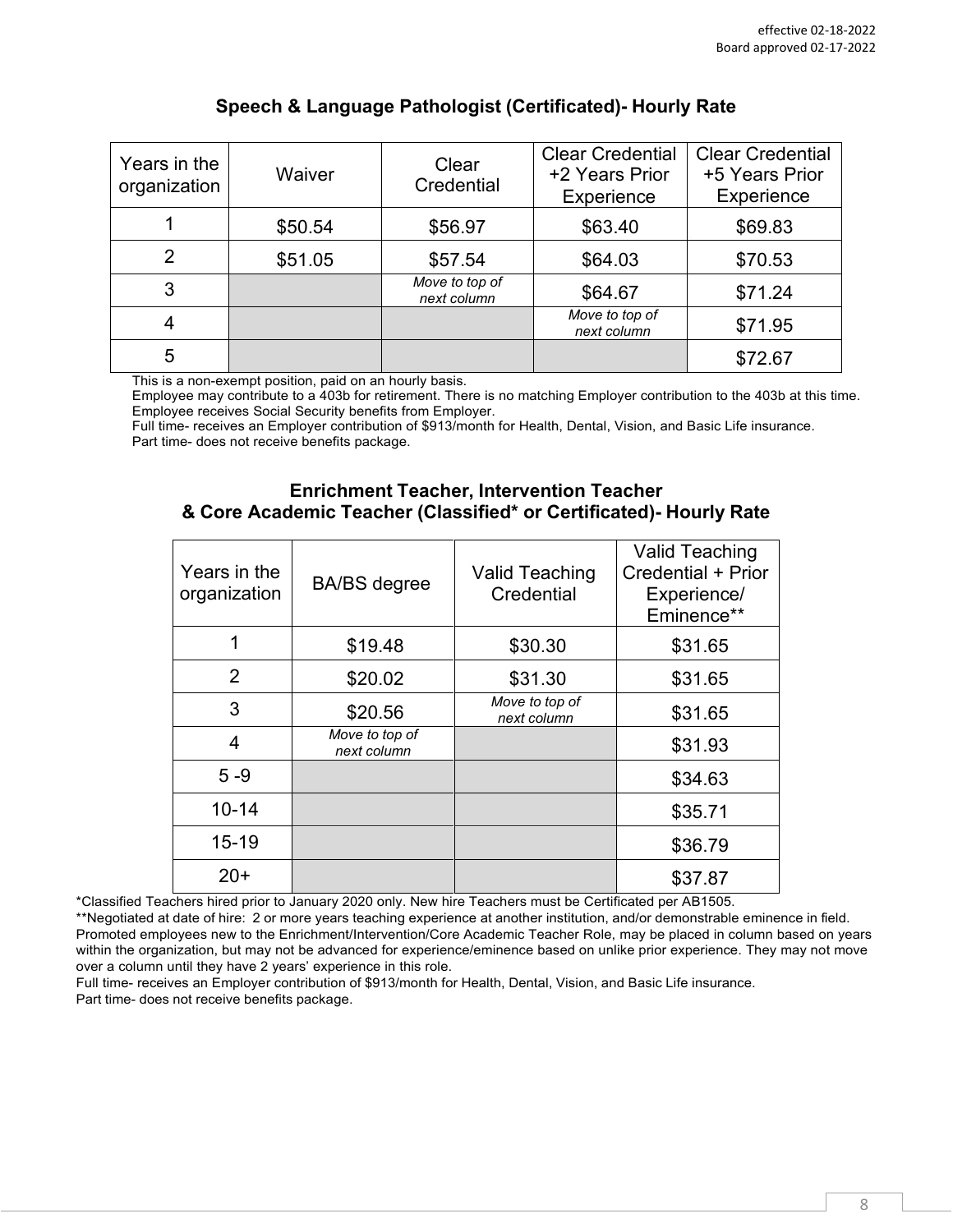effective 02-18-2022
Board approved 02-17-2022

## Speech & Language Pathologist (Certificated)- Hourly Rate

| Years in the organization | Waiver | Clear Credential | Clear Credential +2 Years Prior Experience | Clear Credential +5 Years Prior Experience |
|---|---|---|---|---|
| 1 | $50.54 | $56.97 | $63.40 | $69.83 |
| 2 | $51.05 | $57.54 | $64.03 | $70.53 |
| 3 | | *Move to top of next column* | $64.67 | $71.24 |
| 4 | | | *Move to top of next column* | $71.95 |
| 5 | | | | $72.67 |

This is a non-exempt position, paid on an hourly basis.
Employee may contribute to a 403b for retirement. There is no matching Employer contribution to the 403b at this time.
Employee receives Social Security benefits from Employer.
Full time- receives an Employer contribution of $913/month for Health, Dental, Vision, and Basic Life insurance.
Part time- does not receive benefits package.

## Enrichment Teacher, Intervention Teacher & Core Academic Teacher (Classified* or Certificated)- Hourly Rate

| Years in the organization | BA/BS degree | Valid Teaching Credential | Valid Teaching Credential + Prior Experience/ Eminence** |
|---|---|---|---|
| 1 | $19.48 | $30.30 | $31.65 |
| 2 | $20.02 | $31.30 | $31.65 |
| 3 | $20.56 | *Move to top of next column* | $31.65 |
| 4 | *Move to top of next column* | | $31.93 |
| 5 -9 | | | $34.63 |
| 10-14 | | | $35.71 |
| 15-19 | | | $36.79 |
| 20+ | | | $37.87 |

*Classified Teachers hired prior to January 2020 only. New hire Teachers must be Certificated per AB1505.
**Negotiated at date of hire: 2 or more years teaching experience at another institution, and/or demonstrable eminence in field.
Promoted employees new to the Enrichment/Intervention/Core Academic Teacher Role, may be placed in column based on years within the organization, but may not be advanced for experience/eminence based on unlike prior experience. They may not move over a column until they have 2 years' experience in this role.
Full time- receives an Employer contribution of $913/month for Health, Dental, Vision, and Basic Life insurance.
Part time- does not receive benefits package.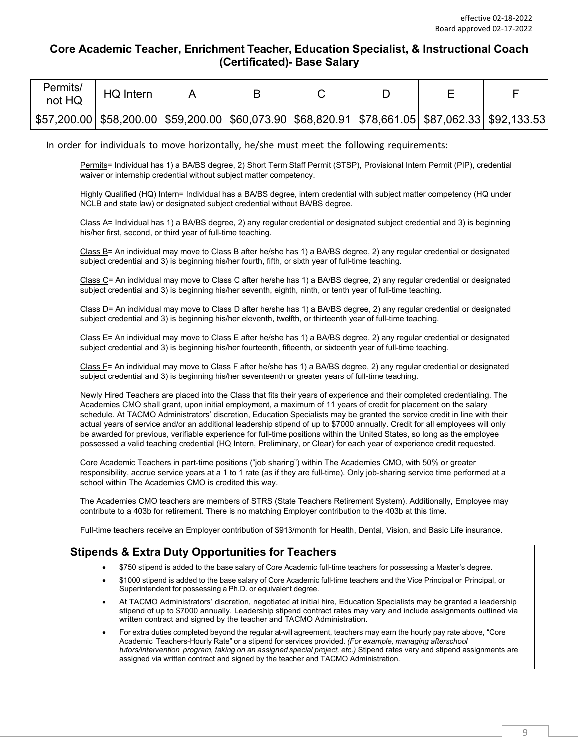effective 02-18-2022
Board approved 02-17-2022

## Core Academic Teacher, Enrichment Teacher, Education Specialist, & Instructional Coach (Certificated)- Base Salary

| Permits/ not HQ | HQ Intern | A | B | C | D | E | F |
|---|---|---|---|---|---|---|---|
| $57,200.00 | $58,200.00 | $59,200.00 | $60,073.90 | $68,820.91 | $78,661.05 | $87,062.33 | $92,133.53 |

In order for individuals to move horizontally, he/she must meet the following requirements:

Permits= Individual has 1) a BA/BS degree, 2) Short Term Staff Permit (STSP), Provisional Intern Permit (PIP), credential waiver or internship credential without subject matter competency.

Highly Qualified (HQ) Intern= Individual has a BA/BS degree, intern credential with subject matter competency (HQ under NCLB and state law) or designated subject credential without BA/BS degree.

Class A= Individual has 1) a BA/BS degree, 2) any regular credential or designated subject credential and 3) is beginning his/her first, second, or third year of full-time teaching.

Class B= An individual may move to Class B after he/she has 1) a BA/BS degree, 2) any regular credential or designated subject credential and 3) is beginning his/her fourth, fifth, or sixth year of full-time teaching.

Class C= An individual may move to Class C after he/she has 1) a BA/BS degree, 2) any regular credential or designated subject credential and 3) is beginning his/her seventh, eighth, ninth, or tenth year of full-time teaching.

Class D= An individual may move to Class D after he/she has 1) a BA/BS degree, 2) any regular credential or designated subject credential and 3) is beginning his/her eleventh, twelfth, or thirteenth year of full-time teaching.

Class E= An individual may move to Class E after he/she has 1) a BA/BS degree, 2) any regular credential or designated subject credential and 3) is beginning his/her fourteenth, fifteenth, or sixteenth year of full-time teaching.

Class F= An individual may move to Class F after he/she has 1) a BA/BS degree, 2) any regular credential or designated subject credential and 3) is beginning his/her seventeenth or greater years of full-time teaching.

Newly Hired Teachers are placed into the Class that fits their years of experience and their completed credentialing. The Academies CMO shall grant, upon initial employment, a maximum of 11 years of credit for placement on the salary schedule. At TACMO Administrators' discretion, Education Specialists may be granted the service credit in line with their actual years of service and/or an additional leadership stipend of up to $7000 annually. Credit for all employees will only be awarded for previous, verifiable experience for full-time positions within the United States, so long as the employee possessed a valid teaching credential (HQ Intern, Preliminary, or Clear) for each year of experience credit requested.

Core Academic Teachers in part-time positions ("job sharing") within The Academies CMO, with 50% or greater responsibility, accrue service years at a 1 to 1 rate (as if they are full-time). Only job-sharing service time performed at a school within The Academies CMO is credited this way.

The Academies CMO teachers are members of STRS (State Teachers Retirement System). Additionally, Employee may contribute to a 403b for retirement. There is no matching Employer contribution to the 403b at this time.

Full-time teachers receive an Employer contribution of $913/month for Health, Dental, Vision, and Basic Life insurance.

## Stipends & Extra Duty Opportunities for Teachers

- $750 stipend is added to the base salary of Core Academic full-time teachers for possessing a Master's degree.
- $1000 stipend is added to the base salary of Core Academic full-time teachers and the Vice Principal or Principal, or Superintendent for possessing a Ph.D. or equivalent degree.
- At TACMO Administrators' discretion, negotiated at initial hire, Education Specialists may be granted a leadership stipend of up to $7000 annually. Leadership stipend contract rates may vary and include assignments outlined via written contract and signed by the teacher and TACMO Administration.
- For extra duties completed beyond the regular at-will agreement, teachers may earn the hourly pay rate above, "Core Academic Teachers-Hourly Rate" or a stipend for services provided. *(For example, managing afterschool tutors/intervention program, taking on an assigned special project, etc.)* Stipend rates vary and stipend assignments are assigned via written contract and signed by the teacher and TACMO Administration.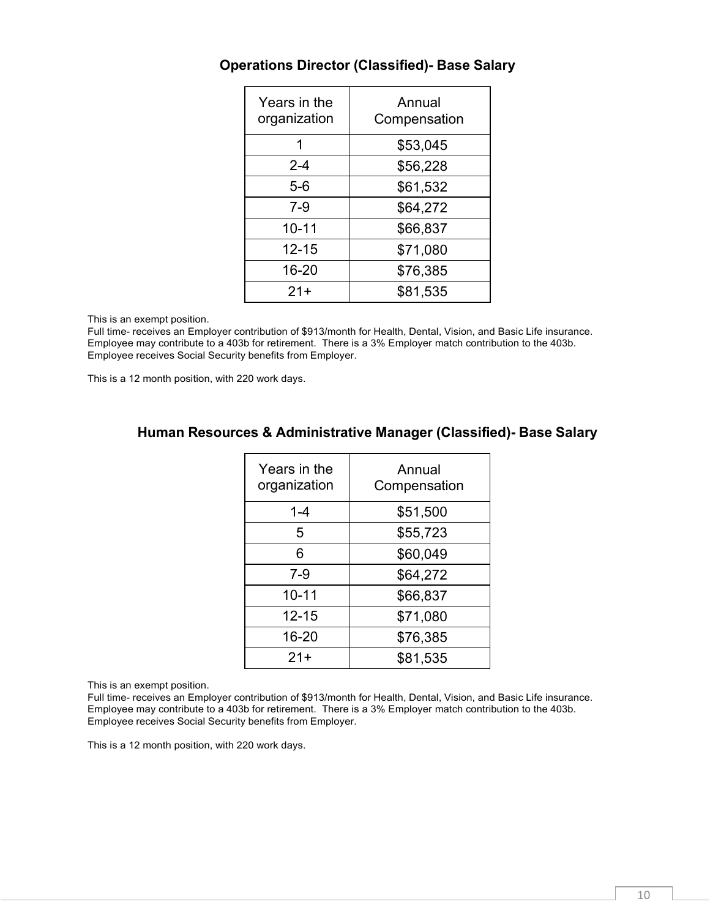## Operations Director (Classified)- Base Salary

| Years in the organization | Annual Compensation |
|---|---|
| 1 | $53,045 |
| 2-4 | $56,228 |
| 5-6 | $61,532 |
| 7-9 | $64,272 |
| 10-11 | $66,837 |
| 12-15 | $71,080 |
| 16-20 | $76,385 |
| 21+ | $81,535 |

This is an exempt position.
Full time- receives an Employer contribution of $913/month for Health, Dental, Vision, and Basic Life insurance. Employee may contribute to a 403b for retirement. There is a 3% Employer match contribution to the 403b. Employee receives Social Security benefits from Employer.

This is a 12 month position, with 220 work days.

## Human Resources & Administrative Manager (Classified)- Base Salary

| Years in the organization | Annual Compensation |
|---|---|
| 1-4 | $51,500 |
| 5 | $55,723 |
| 6 | $60,049 |
| 7-9 | $64,272 |
| 10-11 | $66,837 |
| 12-15 | $71,080 |
| 16-20 | $76,385 |
| 21+ | $81,535 |

This is an exempt position.
Full time- receives an Employer contribution of $913/month for Health, Dental, Vision, and Basic Life insurance. Employee may contribute to a 403b for retirement. There is a 3% Employer match contribution to the 403b. Employee receives Social Security benefits from Employer.

This is a 12 month position, with 220 work days.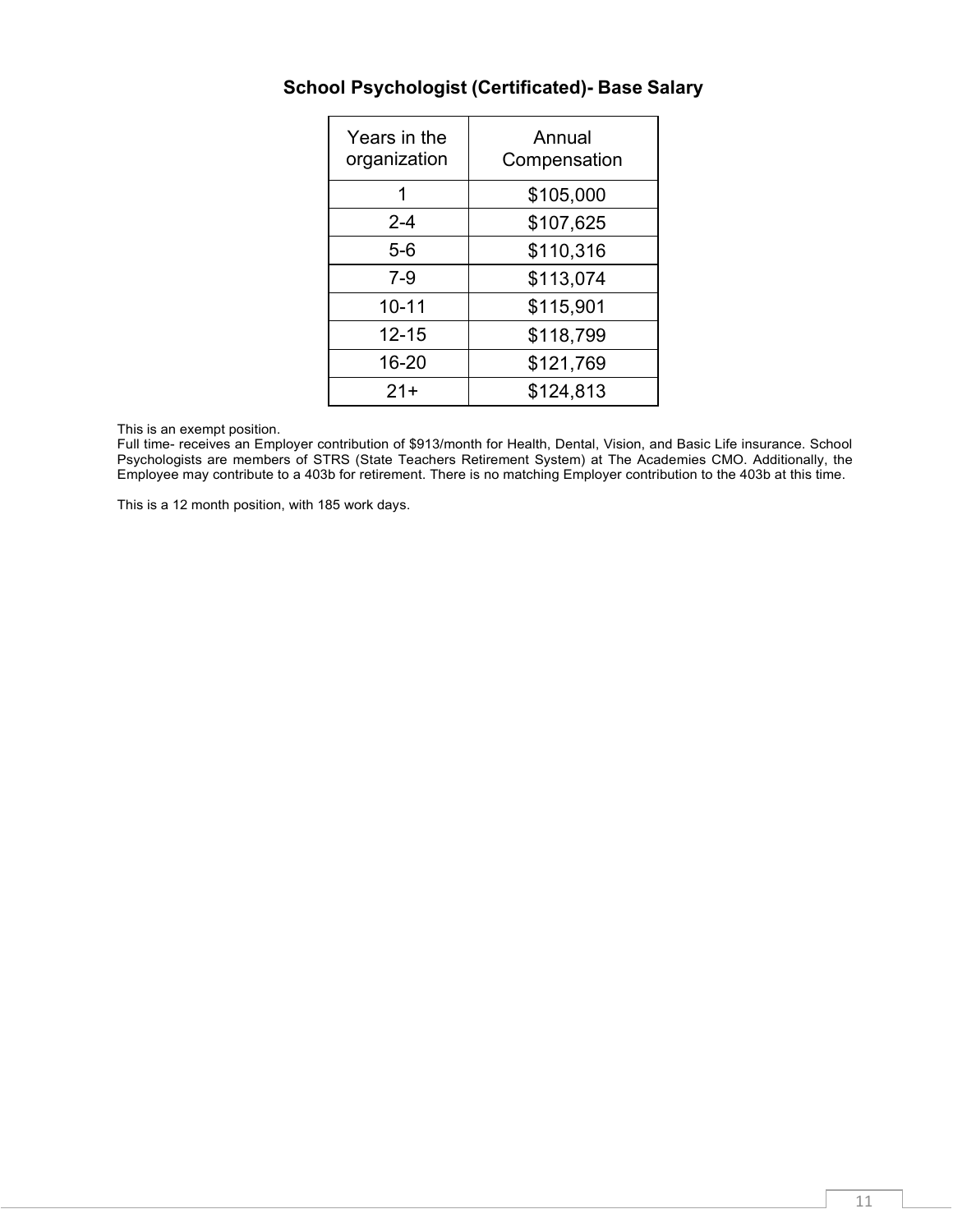## School Psychologist (Certificated)- Base Salary

| Years in the organization | Annual Compensation |
|---|---|
| 1 | $105,000 |
| 2-4 | $107,625 |
| 5-6 | $110,316 |
| 7-9 | $113,074 |
| 10-11 | $115,901 |
| 12-15 | $118,799 |
| 16-20 | $121,769 |
| 21+ | $124,813 |

This is an exempt position.
Full time- receives an Employer contribution of $913/month for Health, Dental, Vision, and Basic Life insurance. School Psychologists are members of STRS (State Teachers Retirement System) at The Academies CMO. Additionally, the Employee may contribute to a 403b for retirement. There is no matching Employer contribution to the 403b at this time.

This is a 12 month position, with 185 work days.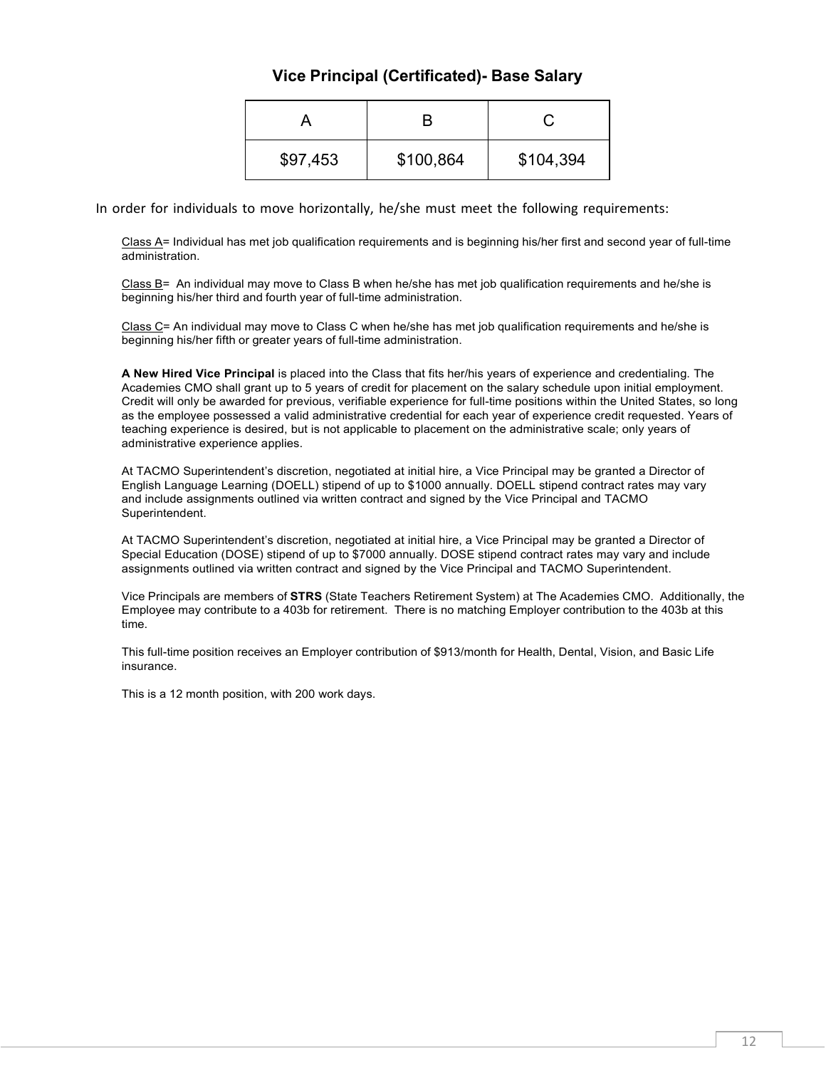## Vice Principal (Certificated)- Base Salary

| A | B | C |
|---|---|---|
| $97,453 | $100,864 | $104,394 |

In order for individuals to move horizontally, he/she must meet the following requirements:

Class A= Individual has met job qualification requirements and is beginning his/her first and second year of full-time administration.

Class B= An individual may move to Class B when he/she has met job qualification requirements and he/she is beginning his/her third and fourth year of full-time administration.

Class C= An individual may move to Class C when he/she has met job qualification requirements and he/she is beginning his/her fifth or greater years of full-time administration.

**A New Hired Vice Principal** is placed into the Class that fits her/his years of experience and credentialing. The Academies CMO shall grant up to 5 years of credit for placement on the salary schedule upon initial employment. Credit will only be awarded for previous, verifiable experience for full-time positions within the United States, so long as the employee possessed a valid administrative credential for each year of experience credit requested. Years of teaching experience is desired, but is not applicable to placement on the administrative scale; only years of administrative experience applies.

At TACMO Superintendent's discretion, negotiated at initial hire, a Vice Principal may be granted a Director of English Language Learning (DOELL) stipend of up to $1000 annually. DOELL stipend contract rates may vary and include assignments outlined via written contract and signed by the Vice Principal and TACMO Superintendent.

At TACMO Superintendent's discretion, negotiated at initial hire, a Vice Principal may be granted a Director of Special Education (DOSE) stipend of up to $7000 annually. DOSE stipend contract rates may vary and include assignments outlined via written contract and signed by the Vice Principal and TACMO Superintendent.

Vice Principals are members of **STRS** (State Teachers Retirement System) at The Academies CMO. Additionally, the Employee may contribute to a 403b for retirement. There is no matching Employer contribution to the 403b at this time.

This full-time position receives an Employer contribution of $913/month for Health, Dental, Vision, and Basic Life insurance.

This is a 12 month position, with 200 work days.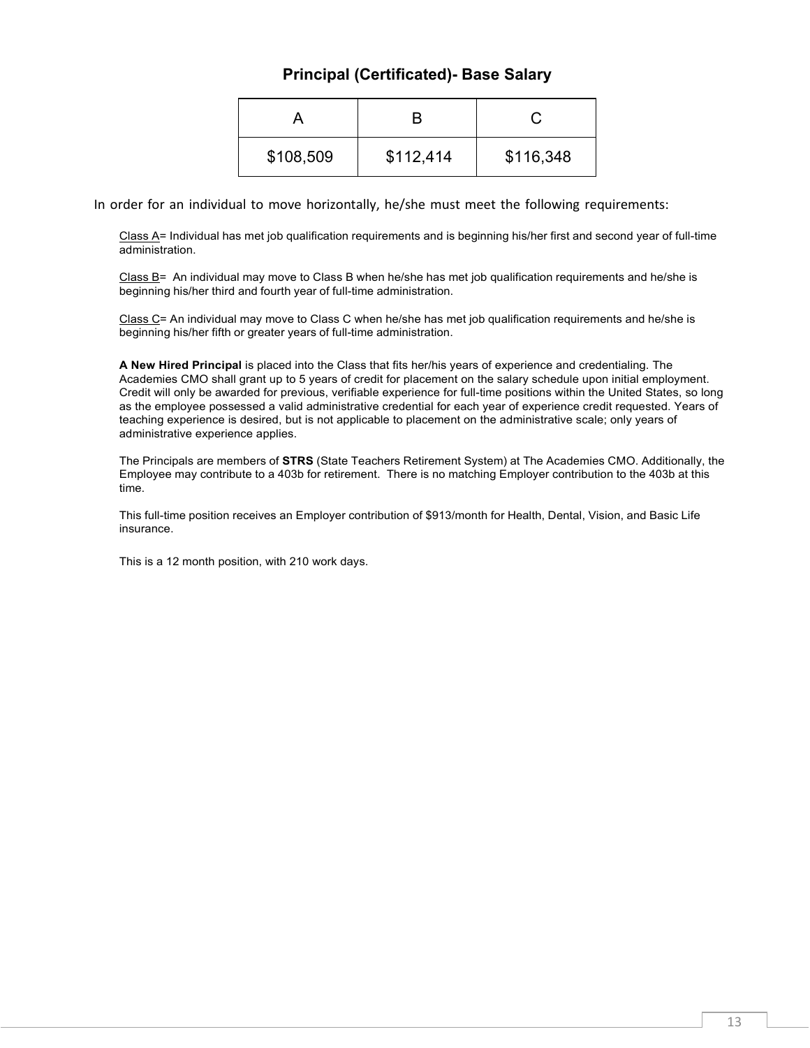## Principal (Certificated)- Base Salary

| A | B | C |
| --- | --- | --- |
| $108,509 | $112,414 | $116,348 |

In order for an individual to move horizontally, he/she must meet the following requirements:

Class A= Individual has met job qualification requirements and is beginning his/her first and second year of full-time administration.

Class B= An individual may move to Class B when he/she has met job qualification requirements and he/she is beginning his/her third and fourth year of full-time administration.

Class C= An individual may move to Class C when he/she has met job qualification requirements and he/she is beginning his/her fifth or greater years of full-time administration.

**A New Hired Principal** is placed into the Class that fits her/his years of experience and credentialing. The Academies CMO shall grant up to 5 years of credit for placement on the salary schedule upon initial employment. Credit will only be awarded for previous, verifiable experience for full-time positions within the United States, so long as the employee possessed a valid administrative credential for each year of experience credit requested. Years of teaching experience is desired, but is not applicable to placement on the administrative scale; only years of administrative experience applies.

The Principals are members of **STRS** (State Teachers Retirement System) at The Academies CMO. Additionally, the Employee may contribute to a 403b for retirement. There is no matching Employer contribution to the 403b at this time.

This full-time position receives an Employer contribution of $913/month for Health, Dental, Vision, and Basic Life insurance.

This is a 12 month position, with 210 work days.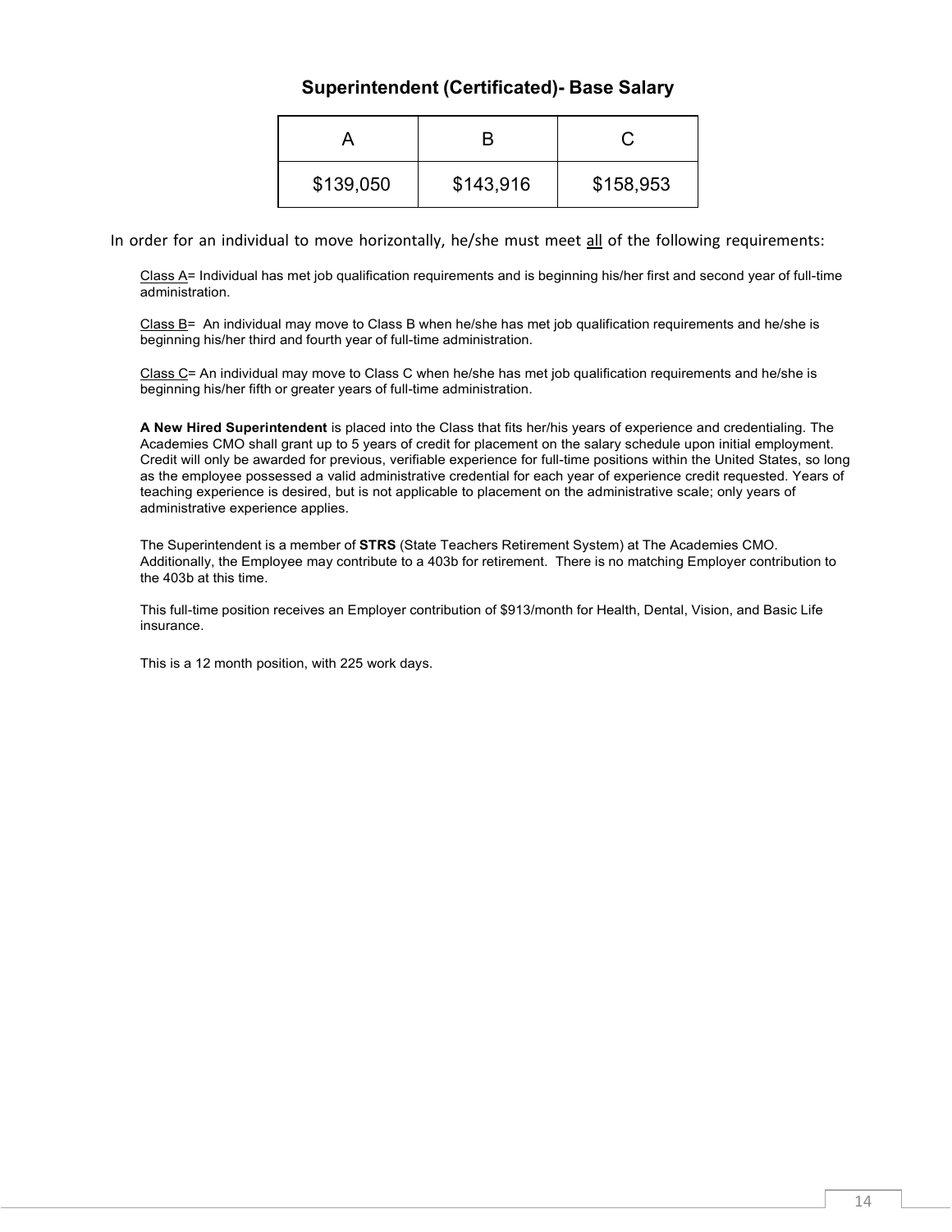## Superintendent (Certificated)- Base Salary

| A | B | C |
|---|---|---|
| $139,050 | $143,916 | $158,953 |

In order for an individual to move horizontally, he/she must meet <u>all</u> of the following requirements:

<u>Class A</u>= Individual has met job qualification requirements and is beginning his/her first and second year of full-time administration.

<u>Class B</u>= An individual may move to Class B when he/she has met job qualification requirements and he/she is beginning his/her third and fourth year of full-time administration.

<u>Class C</u>= An individual may move to Class C when he/she has met job qualification requirements and he/she is beginning his/her fifth or greater years of full-time administration.

**A New Hired Superintendent** is placed into the Class that fits her/his years of experience and credentialing. The Academies CMO shall grant up to 5 years of credit for placement on the salary schedule upon initial employment. Credit will only be awarded for previous, verifiable experience for full-time positions within the United States, so long as the employee possessed a valid administrative credential for each year of experience credit requested. Years of teaching experience is desired, but is not applicable to placement on the administrative scale; only years of administrative experience applies.

The Superintendent is a member of **STRS** (State Teachers Retirement System) at The Academies CMO. Additionally, the Employee may contribute to a 403b for retirement. There is no matching Employer contribution to the 403b at this time.

This full-time position receives an Employer contribution of $913/month for Health, Dental, Vision, and Basic Life insurance.

This is a 12 month position, with 225 work days.